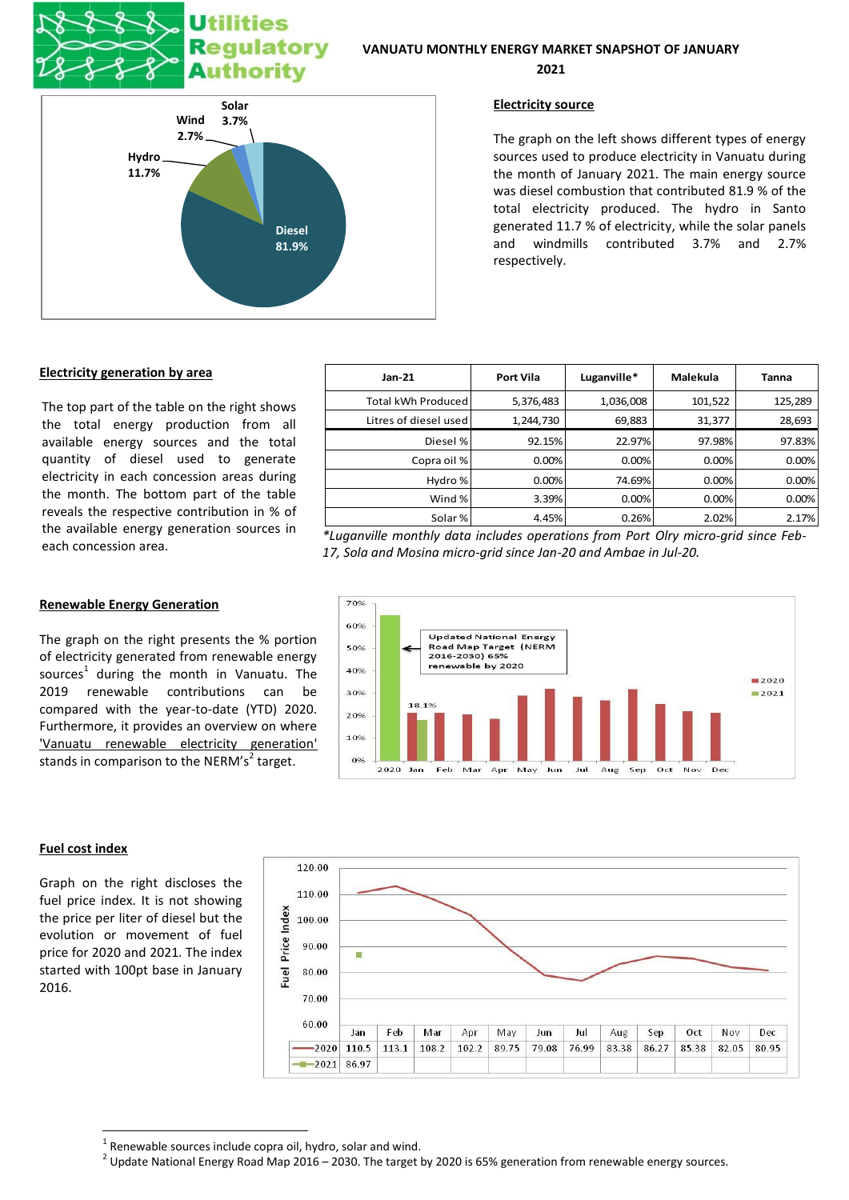Utilities Regulatory Authority

# VANUATU MONTHLY ENERGY MARKET SNAPSHOT OF JANUARY 2021

## Electricity source

The graph on the left shows different types of energy sources used to produce electricity in Vanuatu during the month of January 2021. The main energy source was diesel combustion that contributed 81.9 % of the total electricity produced. The hydro in Santo generated 11.7 % of electricity, while the solar panels and windmills contributed 3.7% and 2.7% respectively.

## Electricity generation by area

The top part of the table on the right shows the total energy production from all available energy sources and the total quantity of diesel used to generate electricity in each concession areas during the month. The bottom part of the table reveals the respective contribution in % of the available energy generation sources in each concession area.

| Jan-21 | Port Vila | Luganville* | Malekula | Tanna |
|---|---|---|---|---|
| Total kWh Produced | 5,376,483 | 1,036,008 | 101,522 | 125,289 |
| Litres of diesel used | 1,244,730 | 69,883 | 31,377 | 28,693 |
| Diesel % | 92.15% | 22.97% | 97.98% | 97.83% |
| Copra oil % | 0.00% | 0.00% | 0.00% | 0.00% |
| Hydro % | 0.00% | 74.69% | 0.00% | 0.00% |
| Wind % | 3.39% | 0.00% | 0.00% | 0.00% |
| Solar % | 4.45% | 0.26% | 2.02% | 2.17% |

*\*Luganville monthly data includes operations from Port Olry micro-grid since Feb-17, Sola and Mosina micro-grid since Jan-20 and Ambae in Jul-20.*

## Renewable Energy Generation

The graph on the right presents the % portion of electricity generated from renewable energy sources[1] during the month in Vanuatu. The 2019 renewable contributions can be compared with the year-to-date (YTD) 2020. Furthermore, it provides an overview on where 'Vanuatu renewable electricity generation' stands in comparison to the NERM's[2] target.

## Fuel cost index

Graph on the right discloses the fuel price index. It is not showing the price per liter of diesel but the evolution or movement of fuel price for 2020 and 2021. The index started with 100pt base in January 2016.

| | Jan | Feb | Mar | Apr | May | Jun | Jul | Aug | Sep | Oct | Nov | Dec |
|---|---|---|---|---|---|---|---|---|---|---|---|---|
| 2020 | 110.5 | 113.1 | 108.2 | 102.2 | 89.75 | 79.08 | 76.99 | 83.38 | 86.27 | 85.38 | 82.05 | 80.95 |
| 2021 | 86.97 | | | | | | | | | | | |

[1] Renewable sources include copra oil, hydro, solar and wind.

[2] Update National Energy Road Map 2016 – 2030. The target by 2020 is 65% generation from renewable energy sources.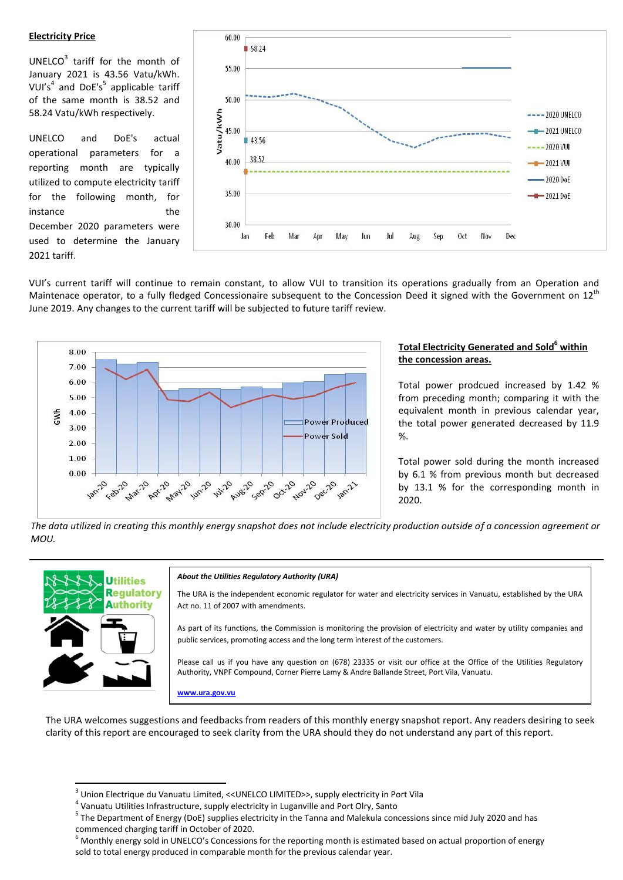**Electricity Price**

UNELCO[3] tariff for the month of January 2021 is 43.56 Vatu/kWh. VUI's[4] and DoE's[5] applicable tariff of the same month is 38.52 and 58.24 Vatu/kWh respectively.

UNELCO and DoE's actual operational parameters for a reporting month are typically utilized to compute electricity tariff for the following month, for instance the December 2020 parameters were used to determine the January 2021 tariff.

60.00
55.00
50.00
45.00
40.00
35.00
30.00
Vatu/kWh
58.24
43.56
38.52
Jan Feb Mar Apr May Jun Jul Aug Sep Oct Nov Dec
2020 UNELCO
2021 UNELCO
2020 VUI
2021 VUI
2020 DoE
2021 DoE

VUI's current tariff will continue to remain constant, to allow VUI to transition its operations gradually from an Operation and Maintenace operator, to a fully fledged Concessionaire subsequent to the Concession Deed it signed with the Government on 12th June 2019. Any changes to the current tariff will be subjected to future tariff review.

8.00
7.00
6.00
5.00
4.00
3.00
2.00
1.00
0.00
GWh
Jan-20 Feb-20 Mar-20 Apr-20 May-20 Jun-20 Jul-20 Aug-20 Sep-20 Oct-20 Nov-20 Dec-20 Jan-21
Power Produced
Power Sold

**Total Electricity Generated and Sold[6] within the concession areas.**

Total power prodcued increased by 1.42 % from preceding month; comparing it with the equivalent month in previous calendar year, the total power generated decreased by 11.9 %.

Total power sold during the month increased by 6.1 % from previous month but decreased by 13.1 % for the corresponding month in 2020.

*The data utilized in creating this monthly energy snapshot does not include electricity production outside of a concession agreement or MOU.*

Utilities Regulatory Authority

***About the Utilities Regulatory Authority (URA)***

The URA is the independent economic regulator for water and electricity services in Vanuatu, established by the URA Act no. 11 of 2007 with amendments.

As part of its functions, the Commission is monitoring the provision of electricity and water by utility companies and public services, promoting access and the long term interest of the customers.

Please call us if you have any question on (678) 23335 or visit our office at the Office of the Utilities Regulatory Authority, VNPF Compound, Corner Pierre Lamy & Andre Ballande Street, Port Vila, Vanuatu.

**www.ura.gov.vu**

The URA welcomes suggestions and feedbacks from readers of this monthly energy snapshot report. Any readers desiring to seek clarity of this report are encouraged to seek clarity from the URA should they do not understand any part of this report.

---

[3] Union Electrique du Vanuatu Limited, <<UNELCO LIMITED>>, supply electricity in Port Vila

[4] Vanuatu Utilities Infrastructure, supply electricity in Luganville and Port Olry, Santo

[5] The Department of Energy (DoE) supplies electricity in the Tanna and Malekula concessions since mid July 2020 and has commenced charging tariff in October of 2020.

[6] Monthly energy sold in UNELCO's Concessions for the reporting month is estimated based on actual proportion of energy sold to total energy produced in comparable month for the previous calendar year.